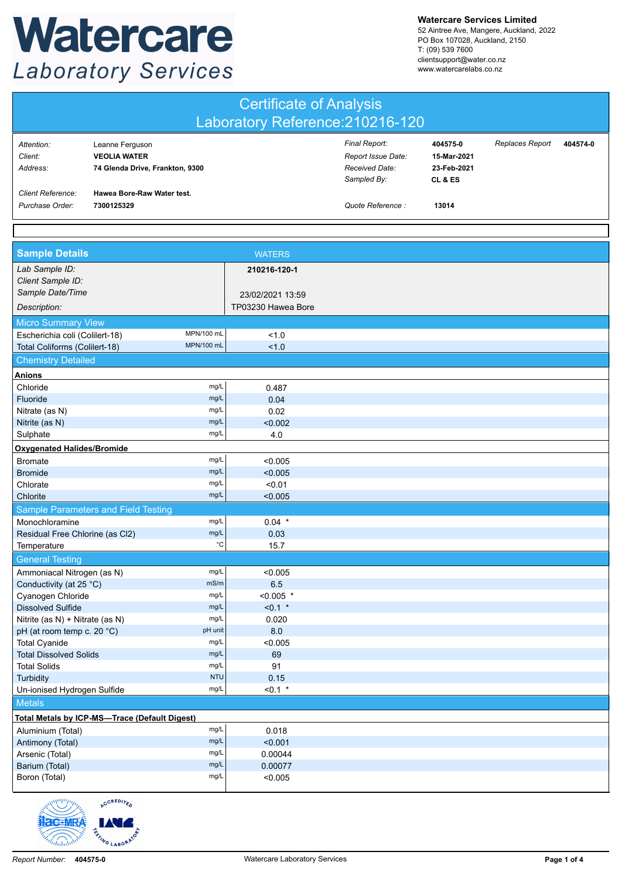# Watercare Laboratory Services

**Watercare Services Limited**
52 Aintree Ave, Mangere, Auckland, 2022
PO Box 107028, Auckland, 2150
T: (09) 539 7600
clientsupport@water.co.nz
www.watercarelabs.co.nz

## Certificate of Analysis
## Laboratory Reference:210216-120

| | | | | | |
|---|---|---|---|---|---|
| *Attention:* | Leanne Ferguson | *Final Report:* | **404575-0** | *Replaces Report* | **404574-0** |
| *Client:* | **VEOLIA WATER** | *Report Issue Date:* | **15-Mar-2021** | | |
| *Address:* | **74 Glenda Drive, Frankton, 9300** | *Received Date:* | **23-Feb-2021** | | |
| | | *Sampled By:* | **CL & ES** | | |
| *Client Reference:* | **Hawea Bore-Raw Water test.** | | | | |
| *Purchase Order:* | **7300125329** | *Quote Reference :* | **13014** | | |

| Sample Details | | WATERS |
|---|---|---|
| *Lab Sample ID:* | | **210216-120-1** |
| *Client Sample ID:* | | |
| *Sample Date/Time* | | 23/02/2021 13:59 |
| *Description:* | | TP03230 Hawea Bore |
| **Micro Summary View** | | |
| Escherichia coli (Colilert-18) | MPN/100 mL | <1.0 |
| Total Coliforms (Colilert-18) | MPN/100 mL | <1.0 |
| **Chemistry Detailed** | | |
| **Anions** | | |
| Chloride | mg/L | 0.487 |
| Fluoride | mg/L | 0.04 |
| Nitrate (as N) | mg/L | 0.02 |
| Nitrite (as N) | mg/L | <0.002 |
| Sulphate | mg/L | 4.0 |
| **Oxygenated Halides/Bromide** | | |
| Bromate | mg/L | <0.005 |
| Bromide | mg/L | <0.005 |
| Chlorate | mg/L | <0.01 |
| Chlorite | mg/L | <0.005 |
| **Sample Parameters and Field Testing** | | |
| Monochloramine | mg/L | 0.04 * |
| Residual Free Chlorine (as Cl2) | mg/L | 0.03 |
| Temperature | °C | 15.7 |
| **General Testing** | | |
| Ammoniacal Nitrogen (as N) | mg/L | <0.005 |
| Conductivity (at 25 °C) | mS/m | 6.5 |
| Cyanogen Chloride | mg/L | <0.005 * |
| Dissolved Sulfide | mg/L | <0.1 * |
| Nitrite (as N) + Nitrate (as N) | mg/L | 0.020 |
| pH (at room temp c. 20 °C) | pH unit | 8.0 |
| Total Cyanide | mg/L | <0.005 |
| Total Dissolved Solids | mg/L | 69 |
| Total Solids | mg/L | 91 |
| Turbidity | NTU | 0.15 |
| Un-ionised Hydrogen Sulfide | mg/L | <0.1 * |
| **Metals** | | |
| **Total Metals by ICP-MS—Trace (Default Digest)** | | |
| Aluminium (Total) | mg/L | 0.018 |
| Antimony (Total) | mg/L | <0.001 |
| Arsenic (Total) | mg/L | 0.00044 |
| Barium (Total) | mg/L | 0.00077 |
| Boron (Total) | mg/L | <0.005 |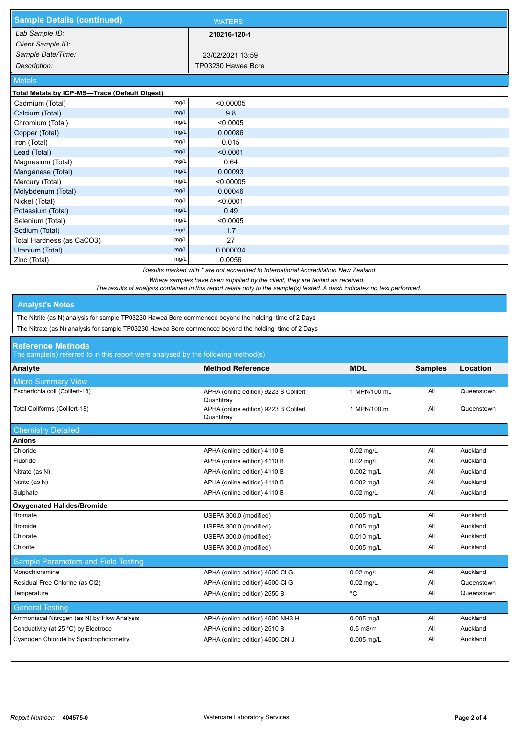## Sample Details (continued)

| | WATERS |
|---|---|
| *Lab Sample ID:* | **210216-120-1** |
| *Client Sample ID:* | |
| *Sample Date/Time:* | 23/02/2021 13:59 |
| *Description:* | TP03230 Hawea Bore |

### Metals

**Total Metals by ICP-MS—Trace (Default Digest)**

| Analyte | Units | Result |
|---|---|---|
| Cadmium (Total) | mg/L | <0.00005 |
| Calcium (Total) | mg/L | 9.8 |
| Chromium (Total) | mg/L | <0.0005 |
| Copper (Total) | mg/L | 0.00086 |
| Iron (Total) | mg/L | 0.015 |
| Lead (Total) | mg/L | <0.0001 |
| Magnesium (Total) | mg/L | 0.64 |
| Manganese (Total) | mg/L | 0.00093 |
| Mercury (Total) | mg/L | <0.00005 |
| Molybdenum (Total) | mg/L | 0.00046 |
| Nickel (Total) | mg/L | <0.0001 |
| Potassium (Total) | mg/L | 0.49 |
| Selenium (Total) | mg/L | <0.0005 |
| Sodium (Total) | mg/L | 1.7 |
| Total Hardness (as CaCO3) | mg/L | 27 |
| Uranium (Total) | mg/L | 0.000034 |
| Zinc (Total) | mg/L | 0.0056 |

*Results marked with * are not accredited to International Accreditation New Zealand*

*Where samples have been supplied by the client, they are tested as received.*
*The results of analysis contained in this report relate only to the sample(s) tested. A dash indicates no test performed.*

## Analyst's Notes

The Nitrite (as N) analysis for sample TP03230 Hawea Bore commenced beyond the holding time of 2 Days

The Nitrate (as N) analysis for sample TP03230 Hawea Bore commenced beyond the holding time of 2 Days

## Reference Methods

The sample(s) referred to in this report were analysed by the following method(s)

| Analyte | Method Reference | MDL | Samples | Location |
|---|---|---|---|---|
| **Micro Summary View** | | | | |
| Escherichia coli (Colilert-18) | APHA (online edition) 9223 B Colilert Quantitray | 1 MPN/100 mL | All | Queenstown |
| Total Coliforms (Colilert-18) | APHA (online edition) 9223 B Colilert Quantitray | 1 MPN/100 mL | All | Queenstown |
| **Chemistry Detailed** | | | | |
| **Anions** | | | | |
| Chloride | APHA (online edition) 4110 B | 0.02 mg/L | All | Auckland |
| Fluoride | APHA (online edition) 4110 B | 0.02 mg/L | All | Auckland |
| Nitrate (as N) | APHA (online edition) 4110 B | 0.002 mg/L | All | Auckland |
| Nitrite (as N) | APHA (online edition) 4110 B | 0.002 mg/L | All | Auckland |
| Sulphate | APHA (online edition) 4110 B | 0.02 mg/L | All | Auckland |
| **Oxygenated Halides/Bromide** | | | | |
| Bromate | USEPA 300.0 (modified) | 0.005 mg/L | All | Auckland |
| Bromide | USEPA 300.0 (modified) | 0.005 mg/L | All | Auckland |
| Chlorate | USEPA 300.0 (modified) | 0.010 mg/L | All | Auckland |
| Chlorite | USEPA 300.0 (modified) | 0.005 mg/L | All | Auckland |
| **Sample Parameters and Field Testing** | | | | |
| Monochloramine | APHA (online edition) 4500-Cl G | 0.02 mg/L | All | Auckland |
| Residual Free Chlorine (as Cl2) | APHA (online edition) 4500-Cl G | 0.02 mg/L | All | Queenstown |
| Temperature | APHA (online edition) 2550 B | °C | All | Queenstown |
| **General Testing** | | | | |
| Ammoniacal Nitrogen (as N) by Flow Analysis | APHA (online edition) 4500-NH3 H | 0.005 mg/L | All | Auckland |
| Conductivity (at 25 °C) by Electrode | APHA (online edition) 2510 B | 0.5 mS/m | All | Auckland |
| Cyanogen Chloride by Spectrophotometry | APHA (online edition) 4500-CN J | 0.005 mg/L | All | Auckland |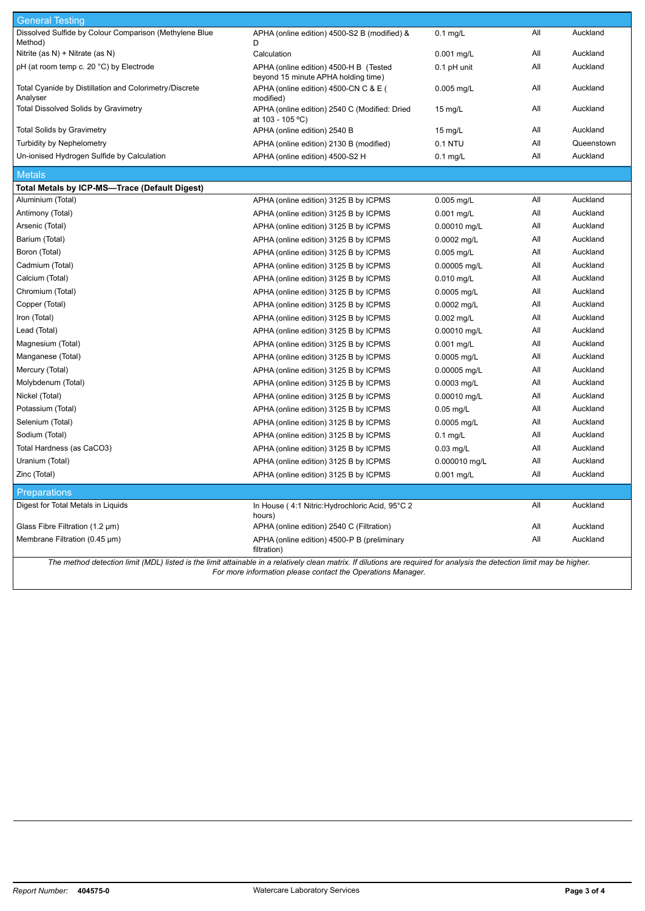| General Testing | | | | |
|---|---|---|---|---|
| Dissolved Sulfide by Colour Comparison (Methylene Blue Method) | APHA (online edition) 4500-S2 B (modified) & D | 0.1 mg/L | All | Auckland |
| Nitrite (as N) + Nitrate (as N) | Calculation | 0.001 mg/L | All | Auckland |
| pH (at room temp c. 20 °C) by Electrode | APHA (online edition) 4500-H B (Tested beyond 15 minute APHA holding time) | 0.1 pH unit | All | Auckland |
| Total Cyanide by Distillation and Colorimetry/Discrete Analyser | APHA (online edition) 4500-CN C & E ( modified) | 0.005 mg/L | All | Auckland |
| Total Dissolved Solids by Gravimetry | APHA (online edition) 2540 C (Modified: Dried at 103 - 105 °C) | 15 mg/L | All | Auckland |
| Total Solids by Gravimetry | APHA (online edition) 2540 B | 15 mg/L | All | Auckland |
| Turbidity by Nephelometry | APHA (online edition) 2130 B (modified) | 0.1 NTU | All | Queenstown |
| Un-ionised Hydrogen Sulfide by Calculation | APHA (online edition) 4500-S2 H | 0.1 mg/L | All | Auckland |

| Metals | | | | |
|---|---|---|---|---|
| **Total Metals by ICP-MS—Trace (Default Digest)** | | | | |
| Aluminium (Total) | APHA (online edition) 3125 B by ICPMS | 0.005 mg/L | All | Auckland |
| Antimony (Total) | APHA (online edition) 3125 B by ICPMS | 0.001 mg/L | All | Auckland |
| Arsenic (Total) | APHA (online edition) 3125 B by ICPMS | 0.00010 mg/L | All | Auckland |
| Barium (Total) | APHA (online edition) 3125 B by ICPMS | 0.0002 mg/L | All | Auckland |
| Boron (Total) | APHA (online edition) 3125 B by ICPMS | 0.005 mg/L | All | Auckland |
| Cadmium (Total) | APHA (online edition) 3125 B by ICPMS | 0.00005 mg/L | All | Auckland |
| Calcium (Total) | APHA (online edition) 3125 B by ICPMS | 0.010 mg/L | All | Auckland |
| Chromium (Total) | APHA (online edition) 3125 B by ICPMS | 0.0005 mg/L | All | Auckland |
| Copper (Total) | APHA (online edition) 3125 B by ICPMS | 0.0002 mg/L | All | Auckland |
| Iron (Total) | APHA (online edition) 3125 B by ICPMS | 0.002 mg/L | All | Auckland |
| Lead (Total) | APHA (online edition) 3125 B by ICPMS | 0.00010 mg/L | All | Auckland |
| Magnesium (Total) | APHA (online edition) 3125 B by ICPMS | 0.001 mg/L | All | Auckland |
| Manganese (Total) | APHA (online edition) 3125 B by ICPMS | 0.0005 mg/L | All | Auckland |
| Mercury (Total) | APHA (online edition) 3125 B by ICPMS | 0.00005 mg/L | All | Auckland |
| Molybdenum (Total) | APHA (online edition) 3125 B by ICPMS | 0.0003 mg/L | All | Auckland |
| Nickel (Total) | APHA (online edition) 3125 B by ICPMS | 0.00010 mg/L | All | Auckland |
| Potassium (Total) | APHA (online edition) 3125 B by ICPMS | 0.05 mg/L | All | Auckland |
| Selenium (Total) | APHA (online edition) 3125 B by ICPMS | 0.0005 mg/L | All | Auckland |
| Sodium (Total) | APHA (online edition) 3125 B by ICPMS | 0.1 mg/L | All | Auckland |
| Total Hardness (as $CaCO_3$) | APHA (online edition) 3125 B by ICPMS | 0.03 mg/L | All | Auckland |
| Uranium (Total) | APHA (online edition) 3125 B by ICPMS | 0.000010 mg/L | All | Auckland |
| Zinc (Total) | APHA (online edition) 3125 B by ICPMS | 0.001 mg/L | All | Auckland |

| Preparations | | | | |
|---|---|---|---|---|
| Digest for Total Metals in Liquids | In House ( 4:1 Nitric:Hydrochloric Acid, 95°C 2 hours) | | All | Auckland |
| Glass Fibre Filtration (1.2 µm) | APHA (online edition) 2540 C (Filtration) | | All | Auckland |
| Membrane Filtration (0.45 µm) | APHA (online edition) 4500-P B (preliminary filtration) | | All | Auckland |

*The method detection limit (MDL) listed is the limit attainable in a relatively clean matrix. If dilutions are required for analysis the detection limit may be higher. For more information please contact the Operations Manager.*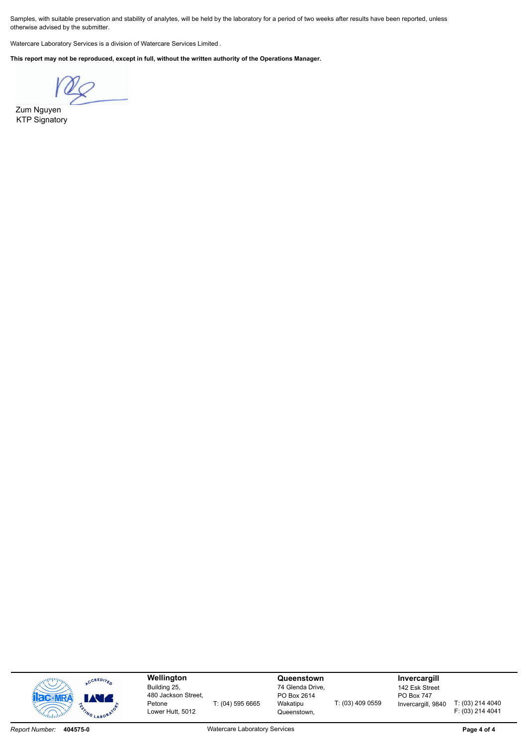Samples, with suitable preservation and stability of analytes, will be held by the laboratory for a period of two weeks after results have been reported, unless otherwise advised by the submitter.

Watercare Laboratory Services is a division of Watercare Services Limited .

**This report may not be reproduced, except in full, without the written authority of the Operations Manager.**

Zum Nguyen
KTP Signatory

| | | | | | |
|---|---|---|---|---|---|
| **Wellington** | | **Queenstown** | | **Invercargill** | |
| Building 25, 480 Jackson Street, Petone Lower Hutt, 5012 | T: (04) 595 6665 | 74 Glenda Drive, PO Box 2614 Wakatipu Queenstown, | T: (03) 409 0559 | 142 Esk Street PO Box 747 Invercargill, 9840 | T: (03) 214 4040 F: (03) 214 4041 |

*Report Number:* **404575-0**